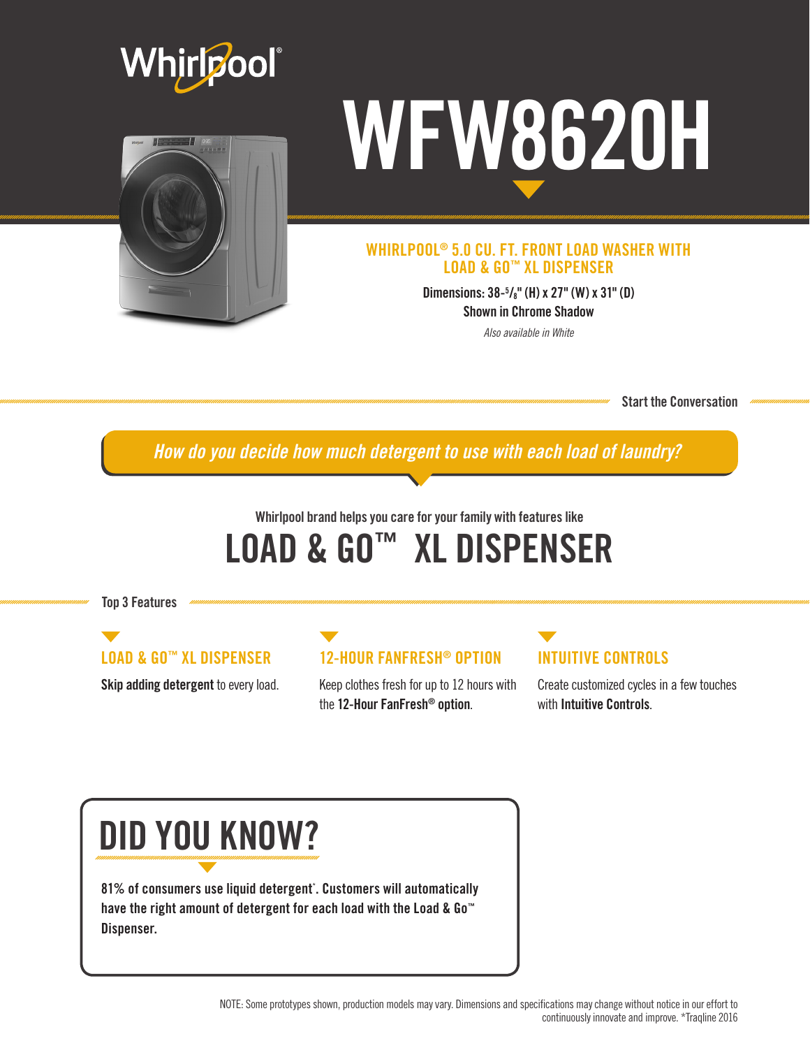Whirlpool®

# WFW8620H

## WHIRLPOOL® 5.0 CU. FT. FRONT LOAD WASHER WITH LOAD & GO™ XL DISPENSER

**Dimensions: 38-5/8" (H) x 27" (W) x 31" (D)**

**Shown in Chrome Shadow**

*Also available in White*

**Start the Conversation**

***How do you decide how much detergent to use with each load of laundry?***

Whirlpool brand helps you care for your family with features like

# LOAD & GO™ XL DISPENSER

**Top 3 Features**

### LOAD & GO™ XL DISPENSER

**Skip adding detergent** to every load.

### 12-HOUR FANFRESH® OPTION

Keep clothes fresh for up to 12 hours with the **12-Hour FanFresh® option**.

### INTUITIVE CONTROLS

Create customized cycles in a few touches with **Intuitive Controls**.

## DID YOU KNOW?

**81% of consumers use liquid detergent\*. Customers will automatically have the right amount of detergent for each load with the Load & Go™ Dispenser.**

NOTE: Some prototypes shown, production models may vary. Dimensions and specifications may change without notice in our effort to continuously innovate and improve. *Traqline 2016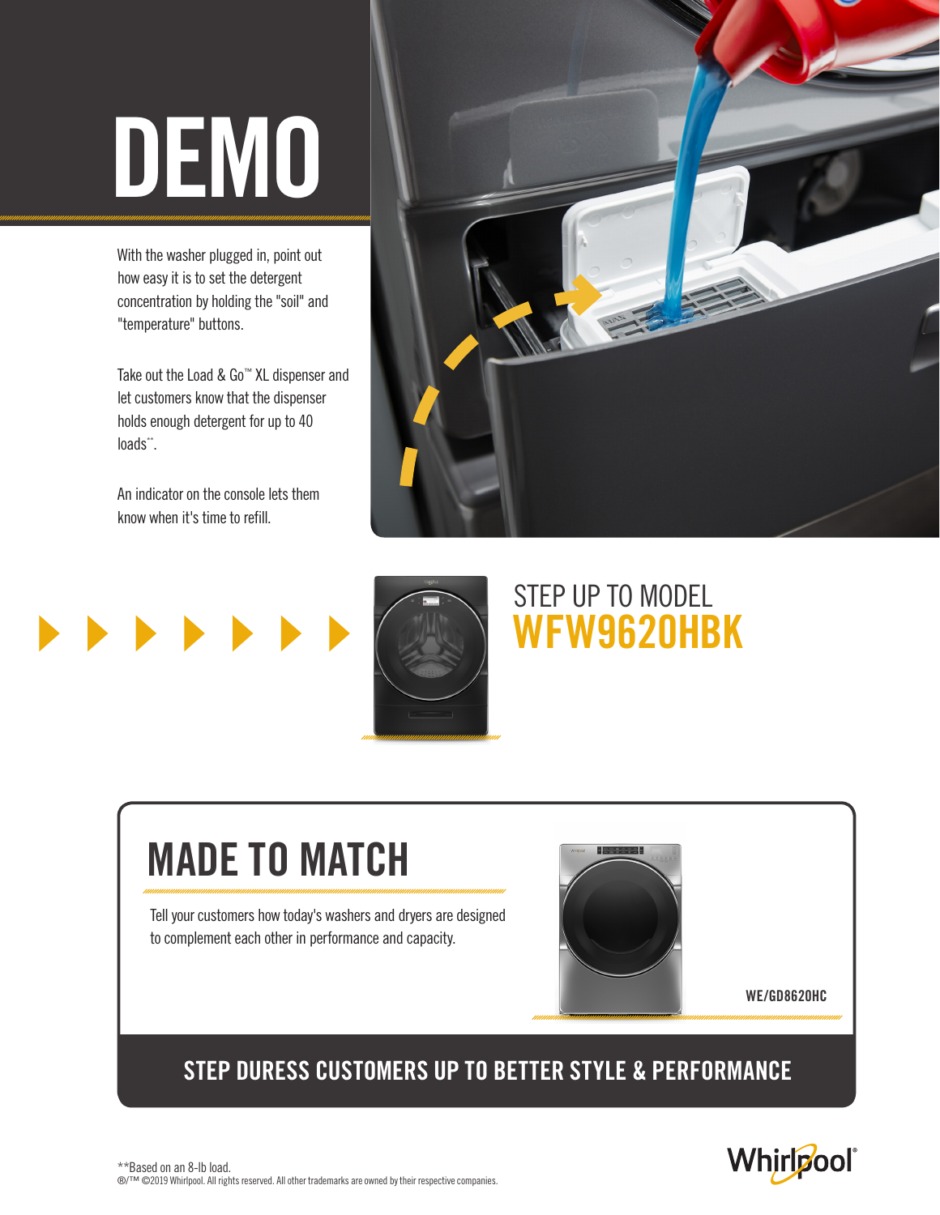# DEMO

With the washer plugged in, point out how easy it is to set the detergent concentration by holding the "soil" and "temperature" buttons.

Take out the Load & Go™ XL dispenser and let customers know that the dispenser holds enough detergent for up to 40 loads**.

An indicator on the console lets them know when it's time to refill.

STEP UP TO MODEL

## WFW9620HBK

## MADE TO MATCH

Tell your customers how today's washers and dryers are designed to complement each other in performance and capacity.

WE/GD8620HC

**STEP DURESS CUSTOMERS UP TO BETTER STYLE & PERFORMANCE**

**Based on an 8-lb load.

®/™ ©2019 Whirlpool. All rights reserved. All other trademarks are owned by their respective companies.

Whirlpool®